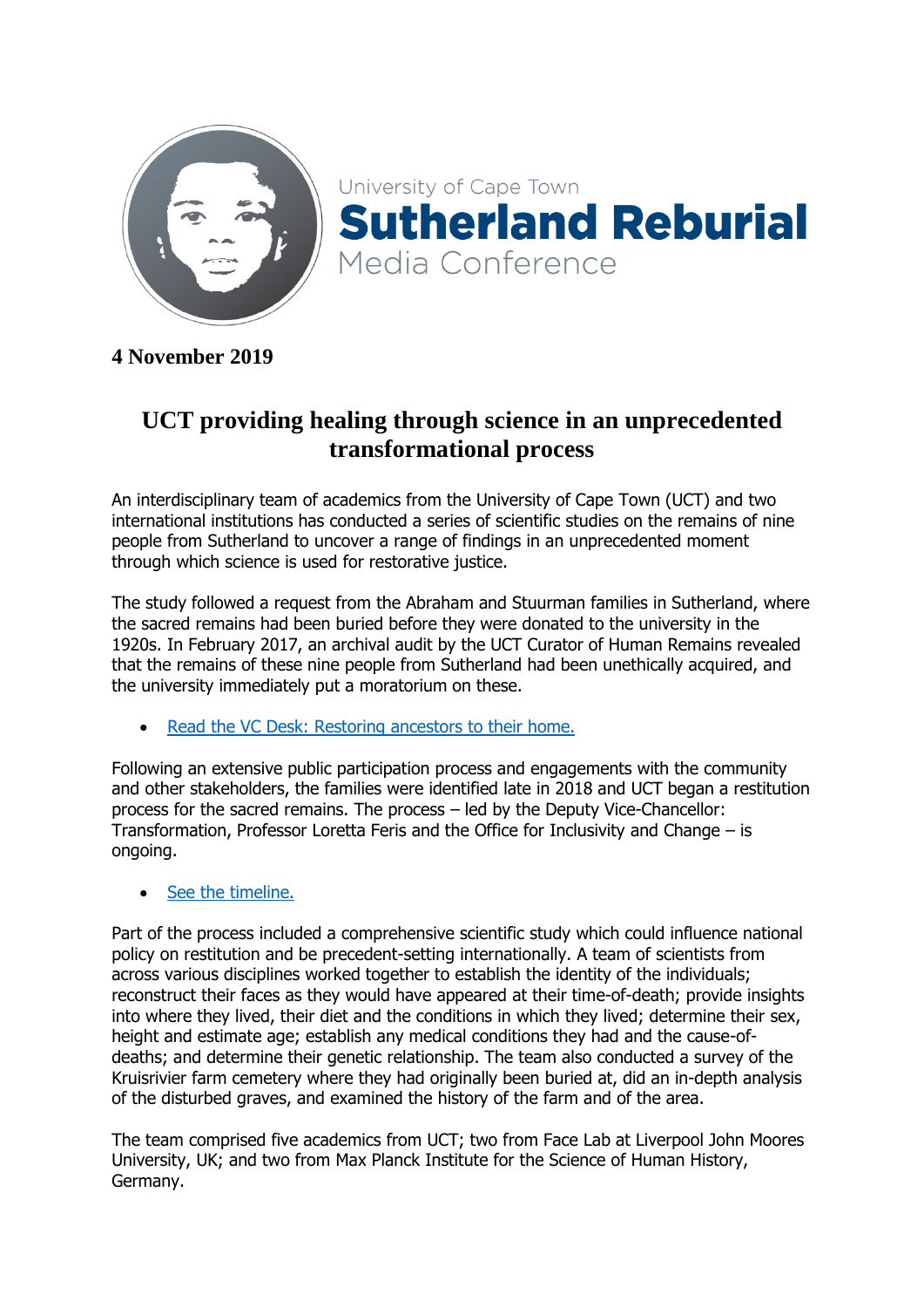University of Cape Town

**Sutherland Reburial**

Media Conference

**4 November 2019**

# UCT providing healing through science in an unprecedented transformational process

An interdisciplinary team of academics from the University of Cape Town (UCT) and two international institutions has conducted a series of scientific studies on the remains of nine people from Sutherland to uncover a range of findings in an unprecedented moment through which science is used for restorative justice.

The study followed a request from the Abraham and Stuurman families in Sutherland, where the sacred remains had been buried before they were donated to the university in the 1920s. In February 2017, an archival audit by the UCT Curator of Human Remains revealed that the remains of these nine people from Sutherland had been unethically acquired, and the university immediately put a moratorium on these.

- Read the VC Desk: Restoring ancestors to their home.

Following an extensive public participation process and engagements with the community and other stakeholders, the families were identified late in 2018 and UCT began a restitution process for the sacred remains. The process – led by the Deputy Vice-Chancellor: Transformation, Professor Loretta Feris and the Office for Inclusivity and Change – is ongoing.

- See the timeline.

Part of the process included a comprehensive scientific study which could influence national policy on restitution and be precedent-setting internationally. A team of scientists from across various disciplines worked together to establish the identity of the individuals; reconstruct their faces as they would have appeared at their time-of-death; provide insights into where they lived, their diet and the conditions in which they lived; determine their sex, height and estimate age; establish any medical conditions they had and the cause-of-deaths; and determine their genetic relationship. The team also conducted a survey of the Kruisrivier farm cemetery where they had originally been buried at, did an in-depth analysis of the disturbed graves, and examined the history of the farm and of the area.

The team comprised five academics from UCT; two from Face Lab at Liverpool John Moores University, UK; and two from Max Planck Institute for the Science of Human History, Germany.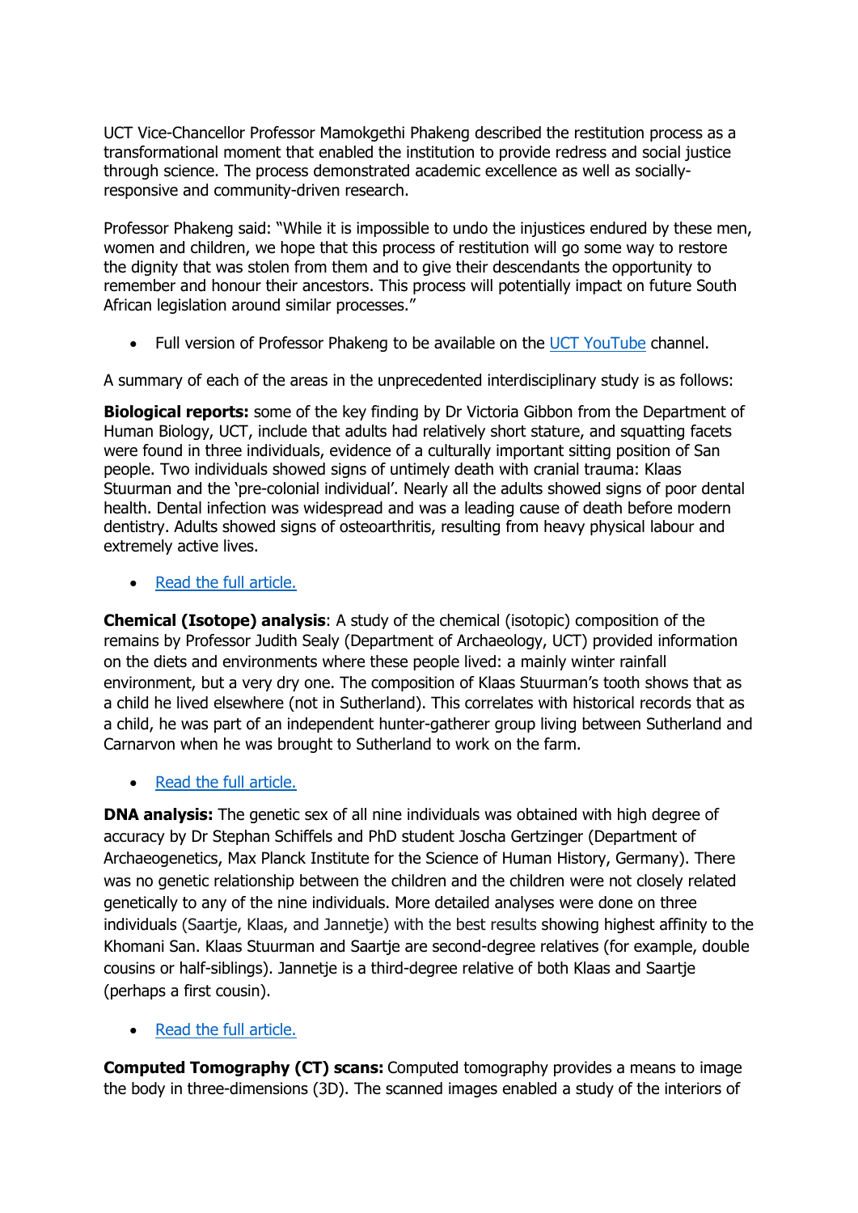UCT Vice-Chancellor Professor Mamokgethi Phakeng described the restitution process as a transformational moment that enabled the institution to provide redress and social justice through science. The process demonstrated academic excellence as well as socially-responsive and community-driven research.

Professor Phakeng said: "While it is impossible to undo the injustices endured by these men, women and children, we hope that this process of restitution will go some way to restore the dignity that was stolen from them and to give their descendants the opportunity to remember and honour their ancestors. This process will potentially impact on future South African legislation around similar processes."

- Full version of Professor Phakeng to be available on the UCT YouTube channel.

A summary of each of the areas in the unprecedented interdisciplinary study is as follows:

**Biological reports:** some of the key finding by Dr Victoria Gibbon from the Department of Human Biology, UCT, include that adults had relatively short stature, and squatting facets were found in three individuals, evidence of a culturally important sitting position of San people. Two individuals showed signs of untimely death with cranial trauma: Klaas Stuurman and the 'pre-colonial individual'. Nearly all the adults showed signs of poor dental health. Dental infection was widespread and was a leading cause of death before modern dentistry. Adults showed signs of osteoarthritis, resulting from heavy physical labour and extremely active lives.

- Read the full article.

**Chemical (Isotope) analysis**: A study of the chemical (isotopic) composition of the remains by Professor Judith Sealy (Department of Archaeology, UCT) provided information on the diets and environments where these people lived: a mainly winter rainfall environment, but a very dry one. The composition of Klaas Stuurman's tooth shows that as a child he lived elsewhere (not in Sutherland). This correlates with historical records that as a child, he was part of an independent hunter-gatherer group living between Sutherland and Carnarvon when he was brought to Sutherland to work on the farm.

- Read the full article.

**DNA analysis:** The genetic sex of all nine individuals was obtained with high degree of accuracy by Dr Stephan Schiffels and PhD student Joscha Gertzinger (Department of Archaeogenetics, Max Planck Institute for the Science of Human History, Germany). There was no genetic relationship between the children and the children were not closely related genetically to any of the nine individuals. More detailed analyses were done on three individuals (Saartje, Klaas, and Jannetje) with the best results showing highest affinity to the Khomani San. Klaas Stuurman and Saartje are second-degree relatives (for example, double cousins or half-siblings). Jannetje is a third-degree relative of both Klaas and Saartje (perhaps a first cousin).

- Read the full article.

**Computed Tomography (CT) scans:** Computed tomography provides a means to image the body in three-dimensions (3D). The scanned images enabled a study of the interiors of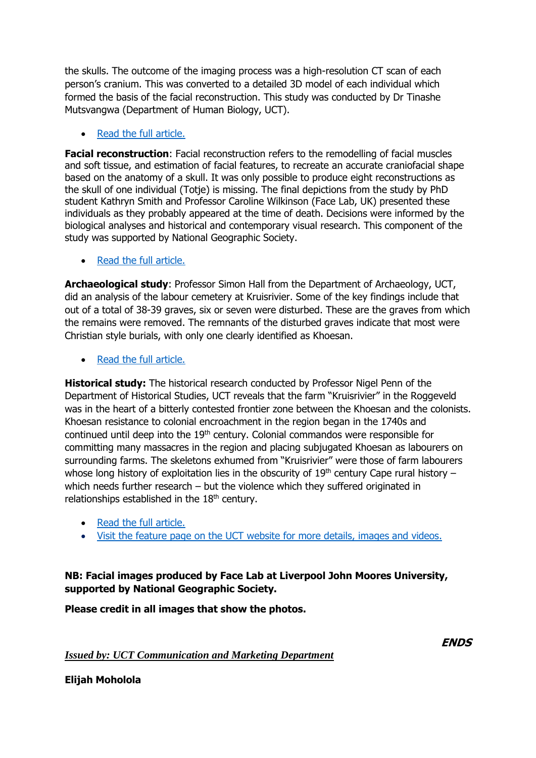the skulls. The outcome of the imaging process was a high-resolution CT scan of each person's cranium. This was converted to a detailed 3D model of each individual which formed the basis of the facial reconstruction. This study was conducted by Dr Tinashe Mutsvangwa (Department of Human Biology, UCT).

- Read the full article.

**Facial reconstruction**: Facial reconstruction refers to the remodelling of facial muscles and soft tissue, and estimation of facial features, to recreate an accurate craniofacial shape based on the anatomy of a skull. It was only possible to produce eight reconstructions as the skull of one individual (Totje) is missing. The final depictions from the study by PhD student Kathryn Smith and Professor Caroline Wilkinson (Face Lab, UK) presented these individuals as they probably appeared at the time of death. Decisions were informed by the biological analyses and historical and contemporary visual research. This component of the study was supported by National Geographic Society.

- Read the full article.

**Archaeological study**: Professor Simon Hall from the Department of Archaeology, UCT, did an analysis of the labour cemetery at Kruisrivier. Some of the key findings include that out of a total of 38-39 graves, six or seven were disturbed. These are the graves from which the remains were removed. The remnants of the disturbed graves indicate that most were Christian style burials, with only one clearly identified as Khoesan.

- Read the full article.

**Historical study:** The historical research conducted by Professor Nigel Penn of the Department of Historical Studies, UCT reveals that the farm "Kruisrivier" in the Roggeveld was in the heart of a bitterly contested frontier zone between the Khoesan and the colonists. Khoesan resistance to colonial encroachment in the region began in the 1740s and continued until deep into the 19th century. Colonial commandos were responsible for committing many massacres in the region and placing subjugated Khoesan as labourers on surrounding farms. The skeletons exhumed from "Kruisrivier" were those of farm labourers whose long history of exploitation lies in the obscurity of 19th century Cape rural history – which needs further research – but the violence which they suffered originated in relationships established in the 18th century.

- Read the full article.
- Visit the feature page on the UCT website for more details, images and videos.

**NB: Facial images produced by Face Lab at Liverpool John Moores University, supported by National Geographic Society.**

**Please credit in all images that show the photos.**

***ENDS***

***Issued by: UCT Communication and Marketing Department***

**Elijah Moholola**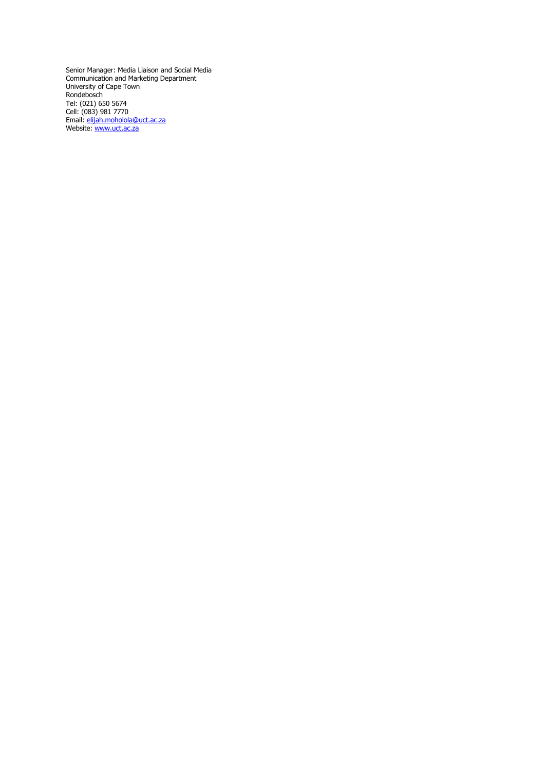Senior Manager: Media Liaison and Social Media
Communication and Marketing Department
University of Cape Town
Rondebosch
Tel: (021) 650 5674
Cell: (083) 981 7770
Email: elijah.moholola@uct.ac.za
Website: www.uct.ac.za